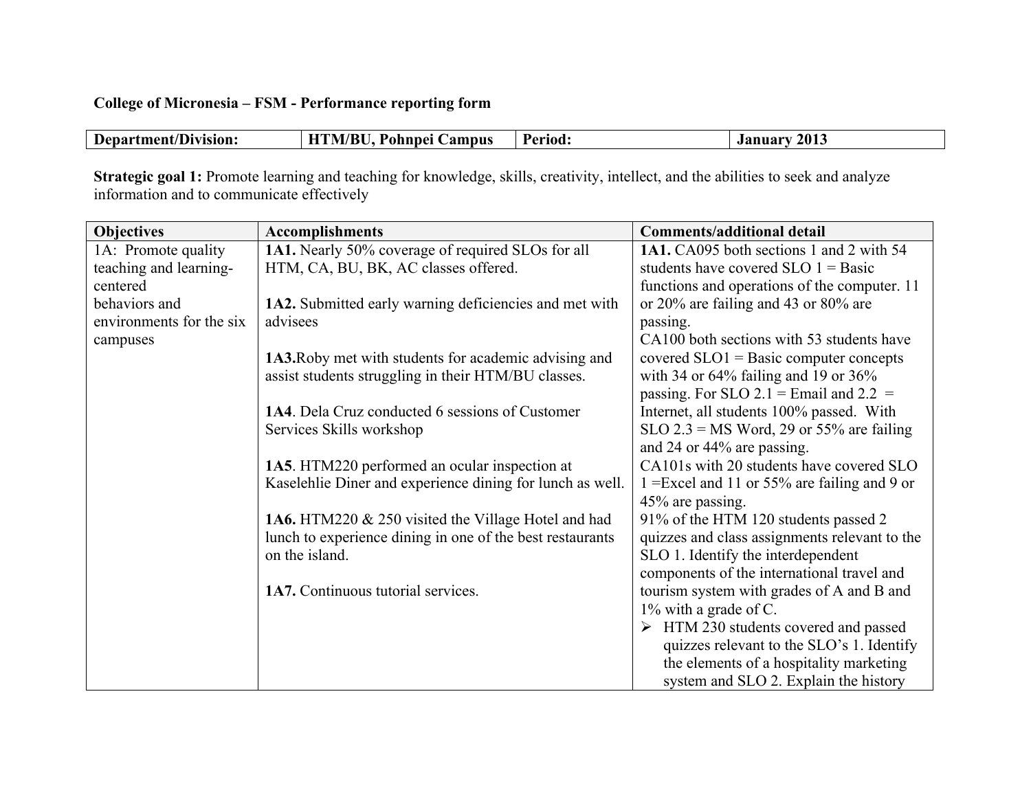**College of Micronesia – FSM - Performance reporting form**

| Department/Division: | HTM/BU, Pohnpei Campus | Period: | January 2013 |
|---|---|---|---|

**Strategic goal 1:** Promote learning and teaching for knowledge, skills, creativity, intellect, and the abilities to seek and analyze information and to communicate effectively

| Objectives | Accomplishments | Comments/additional detail |
|---|---|---|
| 1A: Promote quality teaching and learning-centered behaviors and environments for the six campuses | **1A1.** Nearly 50% coverage of required SLOs for all HTM, CA, BU, BK, AC classes offered.<br><br>**1A2.** Submitted early warning deficiencies and met with advisees<br><br>**1A3.**Roby met with students for academic advising and assist students struggling in their HTM/BU classes.<br><br>**1A4**. Dela Cruz conducted 6 sessions of Customer Services Skills workshop<br><br>**1A5**. HTM220 performed an ocular inspection at Kaselehlie Diner and experience dining for lunch as well.<br><br>**1A6.** HTM220 & 250 visited the Village Hotel and had lunch to experience dining in one of the best restaurants on the island.<br><br>**1A7.** Continuous tutorial services. | **1A1.** CA095 both sections 1 and 2 with 54 students have covered SLO 1 = Basic functions and operations of the computer. 11 or 20% are failing and 43 or 80% are passing.<br>CA100 both sections with 53 students have covered SLO1 = Basic computer concepts with 34 or 64% failing and 19 or 36% passing. For SLO 2.1 = Email and 2.2 = Internet, all students 100% passed. With SLO 2.3 = MS Word, 29 or 55% are failing and 24 or 44% are passing.<br>CA101s with 20 students have covered SLO 1 =Excel and 11 or 55% are failing and 9 or 45% are passing.<br>91% of the HTM 120 students passed 2 quizzes and class assignments relevant to the SLO 1. Identify the interdependent components of the international travel and tourism system with grades of A and B and 1% with a grade of C.<br>➢ HTM 230 students covered and passed quizzes relevant to the SLO's 1. Identify the elements of a hospitality marketing system and SLO 2. Explain the history |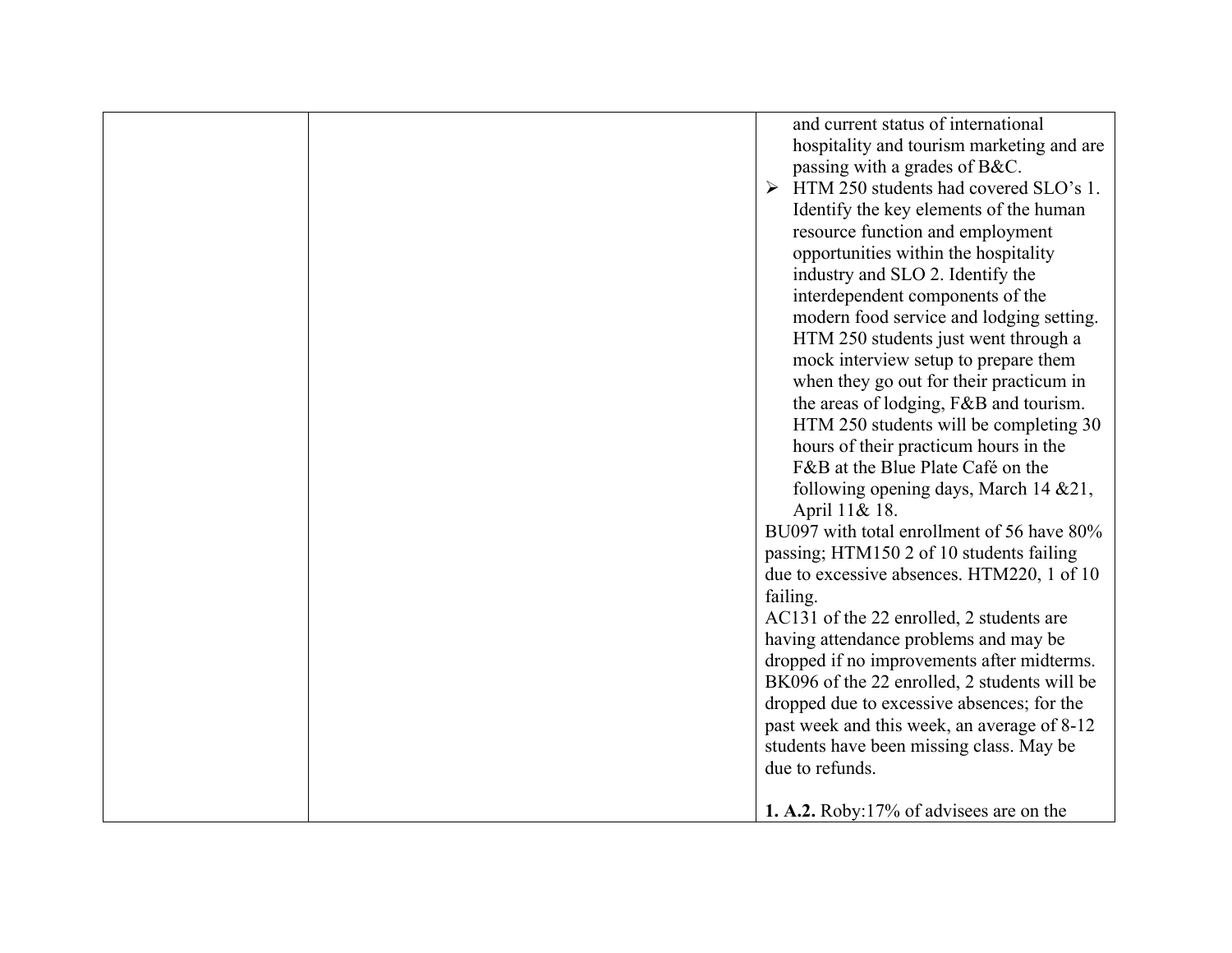| | | and current status of international hospitality and tourism marketing and are passing with a grades of B&C.<br>➢ HTM 250 students had covered SLO's 1. Identify the key elements of the human resource function and employment opportunities within the hospitality industry and SLO 2. Identify the interdependent components of the modern food service and lodging setting. HTM 250 students just went through a mock interview setup to prepare them when they go out for their practicum in the areas of lodging, F&B and tourism. HTM 250 students will be completing 30 hours of their practicum hours in the F&B at the Blue Plate Café on the following opening days, March 14 &21, April 11& 18.<br>BU097 with total enrollment of 56 have 80% passing; HTM150 2 of 10 students failing due to excessive absences. HTM220, 1 of 10 failing.<br>AC131 of the 22 enrolled, 2 students are having attendance problems and may be dropped if no improvements after midterms.<br>BK096 of the 22 enrolled, 2 students will be dropped due to excessive absences; for the past week and this week, an average of 8-12 students have been missing class. May be due to refunds.<br><br>**1. A.2.** Roby:17% of advisees are on the |
|---|---|---|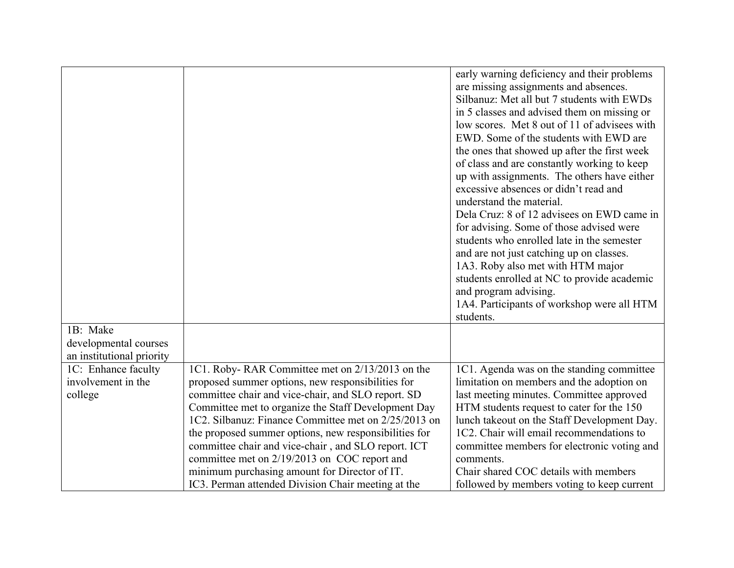| | | |
|---|---|---|
| | | early warning deficiency and their problems are missing assignments and absences.<br>Silbanuz: Met all but 7 students with EWDs in 5 classes and advised them on missing or low scores. Met 8 out of 11 of advisees with EWD. Some of the students with EWD are the ones that showed up after the first week of class and are constantly working to keep up with assignments. The others have either excessive absences or didn't read and understand the material.<br>Dela Cruz: 8 of 12 advisees on EWD came in for advising. Some of those advised were students who enrolled late in the semester and are not just catching up on classes.<br>1A3. Roby also met with HTM major students enrolled at NC to provide academic and program advising.<br>1A4. Participants of workshop were all HTM students. |
| 1B: Make developmental courses an institutional priority | | |
| 1C: Enhance faculty involvement in the college | 1C1. Roby- RAR Committee met on 2/13/2013 on the proposed summer options, new responsibilities for committee chair and vice-chair, and SLO report. SD Committee met to organize the Staff Development Day<br>1C2. Silbanuz: Finance Committee met on 2/25/2013 on the proposed summer options, new responsibilities for committee chair and vice-chair , and SLO report. ICT committee met on 2/19/2013 on COC report and minimum purchasing amount for Director of IT.<br>IC3. Perman attended Division Chair meeting at the | 1C1. Agenda was on the standing committee limitation on members and the adoption on last meeting minutes. Committee approved HTM students request to cater for the 150 lunch takeout on the Staff Development Day.<br>1C2. Chair will email recommendations to committee members for electronic voting and comments.<br>Chair shared COC details with members followed by members voting to keep current |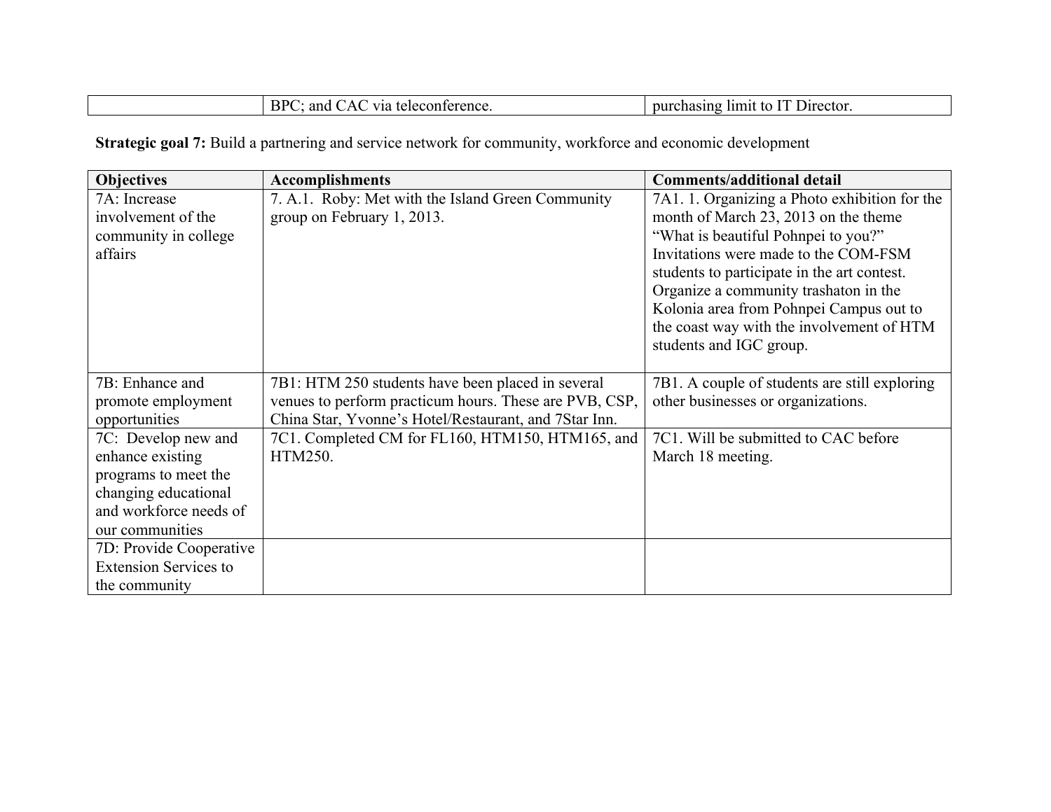| | | |
|---|---|---|
| | BPC; and CAC via teleconference. | purchasing limit to IT Director. |

**Strategic goal 7:** Build a partnering and service network for community, workforce and economic development

| Objectives | Accomplishments | Comments/additional detail |
|---|---|---|
| 7A: Increase involvement of the community in college affairs | 7. A.1. Roby: Met with the Island Green Community group on February 1, 2013. | 7A1. 1. Organizing a Photo exhibition for the month of March 23, 2013 on the theme “What is beautiful Pohnpei to you?” Invitations were made to the COM-FSM students to participate in the art contest. Organize a community trashaton in the Kolonia area from Pohnpei Campus out to the coast way with the involvement of HTM students and IGC group. |
| 7B: Enhance and promote employment opportunities | 7B1: HTM 250 students have been placed in several venues to perform practicum hours. These are PVB, CSP, China Star, Yvonne’s Hotel/Restaurant, and 7Star Inn. | 7B1. A couple of students are still exploring other businesses or organizations. |
| 7C: Develop new and enhance existing programs to meet the changing educational and workforce needs of our communities | 7C1. Completed CM for FL160, HTM150, HTM165, and HTM250. | 7C1. Will be submitted to CAC before March 18 meeting. |
| 7D: Provide Cooperative Extension Services to the community | | |